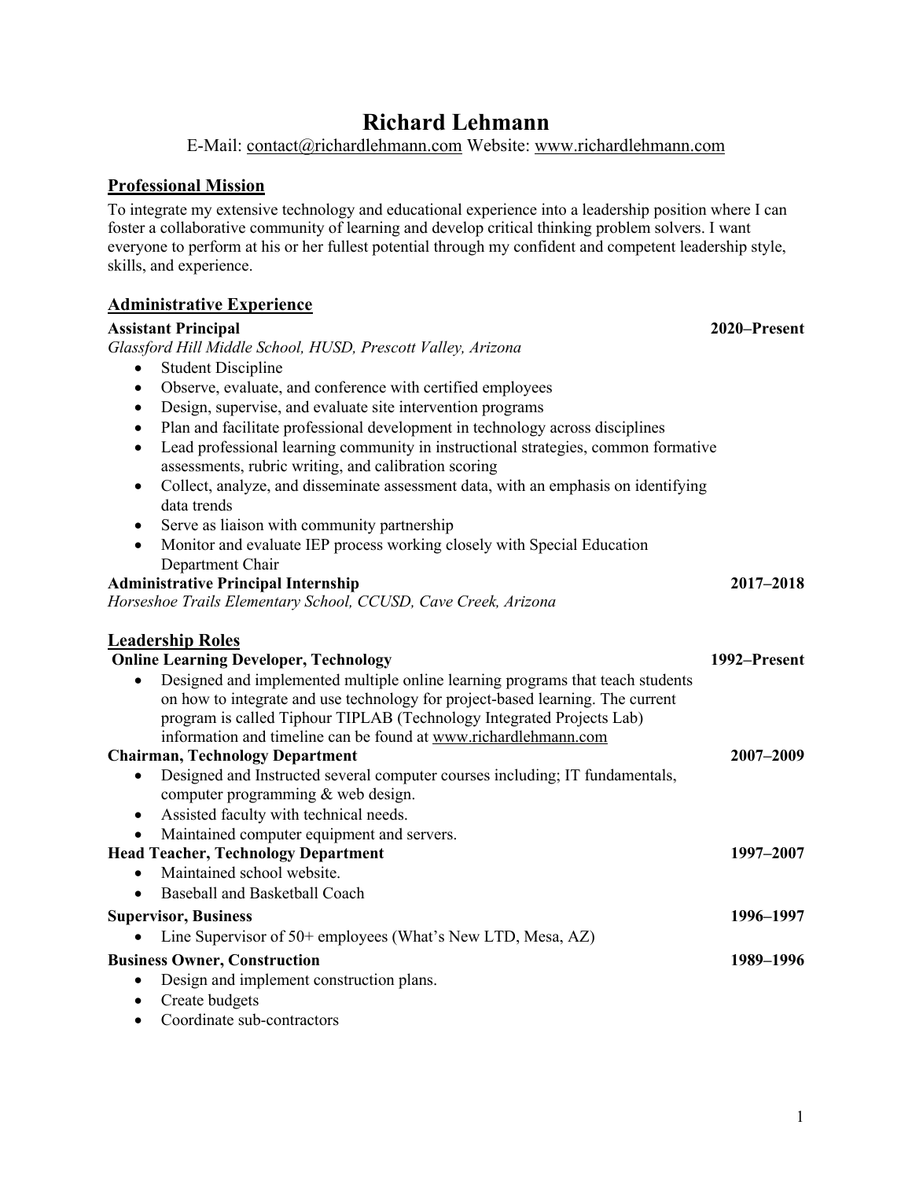# Richard Lehmann

E-Mail: contact@richardlehmann.com Website: www.richardlehmann.com

## Professional Mission

To integrate my extensive technology and educational experience into a leadership position where I can foster a collaborative community of learning and develop critical thinking problem solvers. I want everyone to perform at his or her fullest potential through my confident and competent leadership style, skills, and experience.

## Administrative Experience

**Assistant Principal** **2020–Present**
*Glassford Hill Middle School, HUSD, Prescott Valley, Arizona*

- Student Discipline
- Observe, evaluate, and conference with certified employees
- Design, supervise, and evaluate site intervention programs
- Plan and facilitate professional development in technology across disciplines
- Lead professional learning community in instructional strategies, common formative assessments, rubric writing, and calibration scoring
- Collect, analyze, and disseminate assessment data, with an emphasis on identifying data trends
- Serve as liaison with community partnership
- Monitor and evaluate IEP process working closely with Special Education Department Chair

**Administrative Principal Internship** **2017–2018**
*Horseshoe Trails Elementary School, CCUSD, Cave Creek, Arizona*

## Leadership Roles

**Online Learning Developer, Technology** **1992–Present**

- Designed and implemented multiple online learning programs that teach students on how to integrate and use technology for project-based learning. The current program is called Tiphour TIPLAB (Technology Integrated Projects Lab) information and timeline can be found at www.richardlehmann.com

**Chairman, Technology Department** **2007–2009**

- Designed and Instructed several computer courses including; IT fundamentals, computer programming & web design.
- Assisted faculty with technical needs.
- Maintained computer equipment and servers.

**Head Teacher, Technology Department** **1997–2007**

- Maintained school website.
- Baseball and Basketball Coach

**Supervisor, Business** **1996–1997**

- Line Supervisor of 50+ employees (What's New LTD, Mesa, AZ)

**Business Owner, Construction** **1989–1996**

- Design and implement construction plans.
- Create budgets
- Coordinate sub-contractors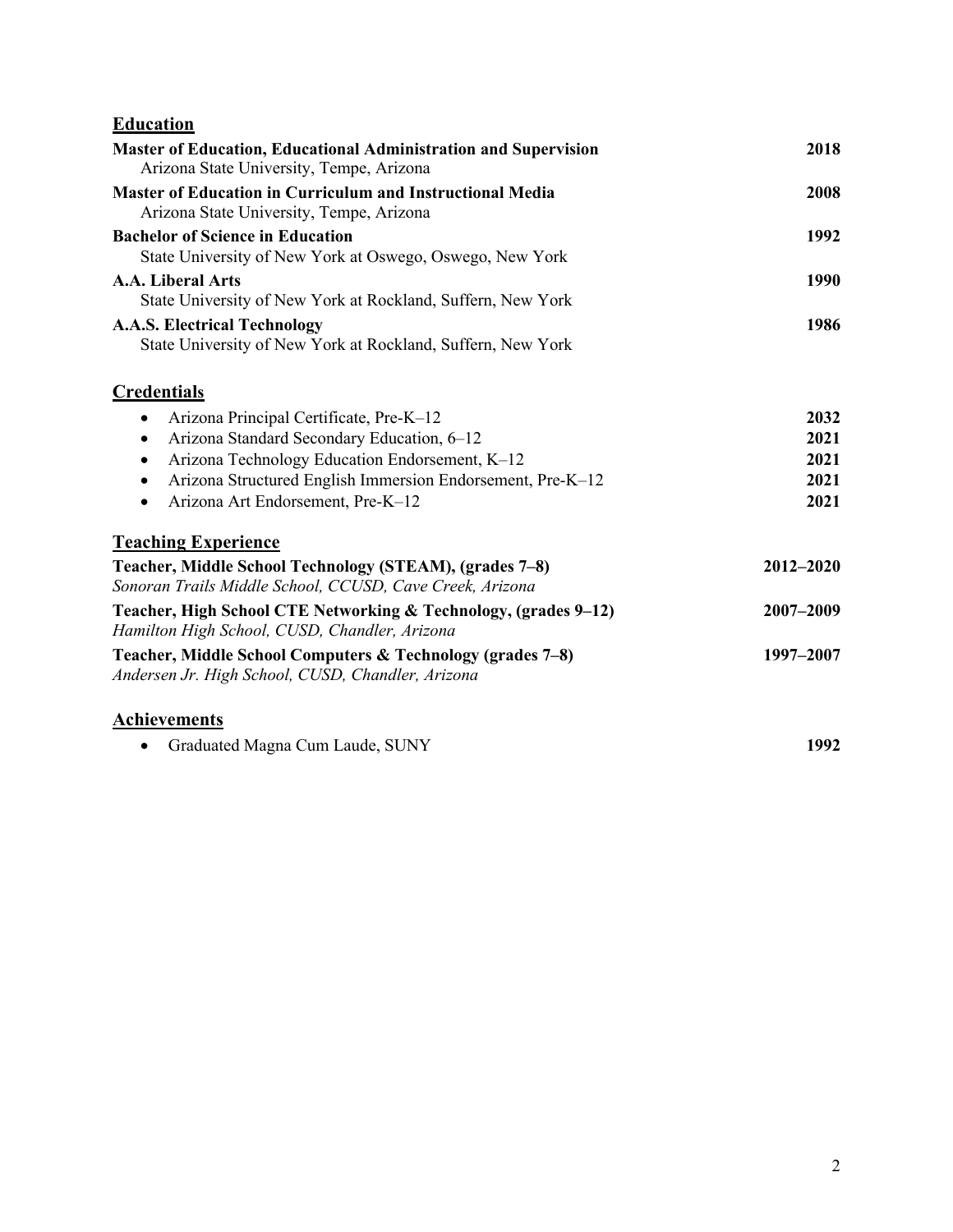## Education

**Master of Education, Educational Administration and Supervision** **2018**
Arizona State University, Tempe, Arizona

**Master of Education in Curriculum and Instructional Media** **2008**
Arizona State University, Tempe, Arizona

**Bachelor of Science in Education** **1992**
State University of New York at Oswego, Oswego, New York

**A.A. Liberal Arts** **1990**
State University of New York at Rockland, Suffern, New York

**A.A.S. Electrical Technology** **1986**
State University of New York at Rockland, Suffern, New York

## Credentials

- Arizona Principal Certificate, Pre-K–12 **2032**
- Arizona Standard Secondary Education, 6–12 **2021**
- Arizona Technology Education Endorsement, K–12 **2021**
- Arizona Structured English Immersion Endorsement, Pre-K–12 **2021**
- Arizona Art Endorsement, Pre-K–12 **2021**

## Teaching Experience

**Teacher, Middle School Technology (STEAM), (grades 7–8)** **2012–2020**
*Sonoran Trails Middle School, CCUSD, Cave Creek, Arizona*

**Teacher, High School CTE Networking & Technology, (grades 9–12)** **2007–2009**
*Hamilton High School, CUSD, Chandler, Arizona*

**Teacher, Middle School Computers & Technology (grades 7–8)** **1997–2007**
*Andersen Jr. High School, CUSD, Chandler, Arizona*

## Achievements

- Graduated Magna Cum Laude, SUNY **1992**